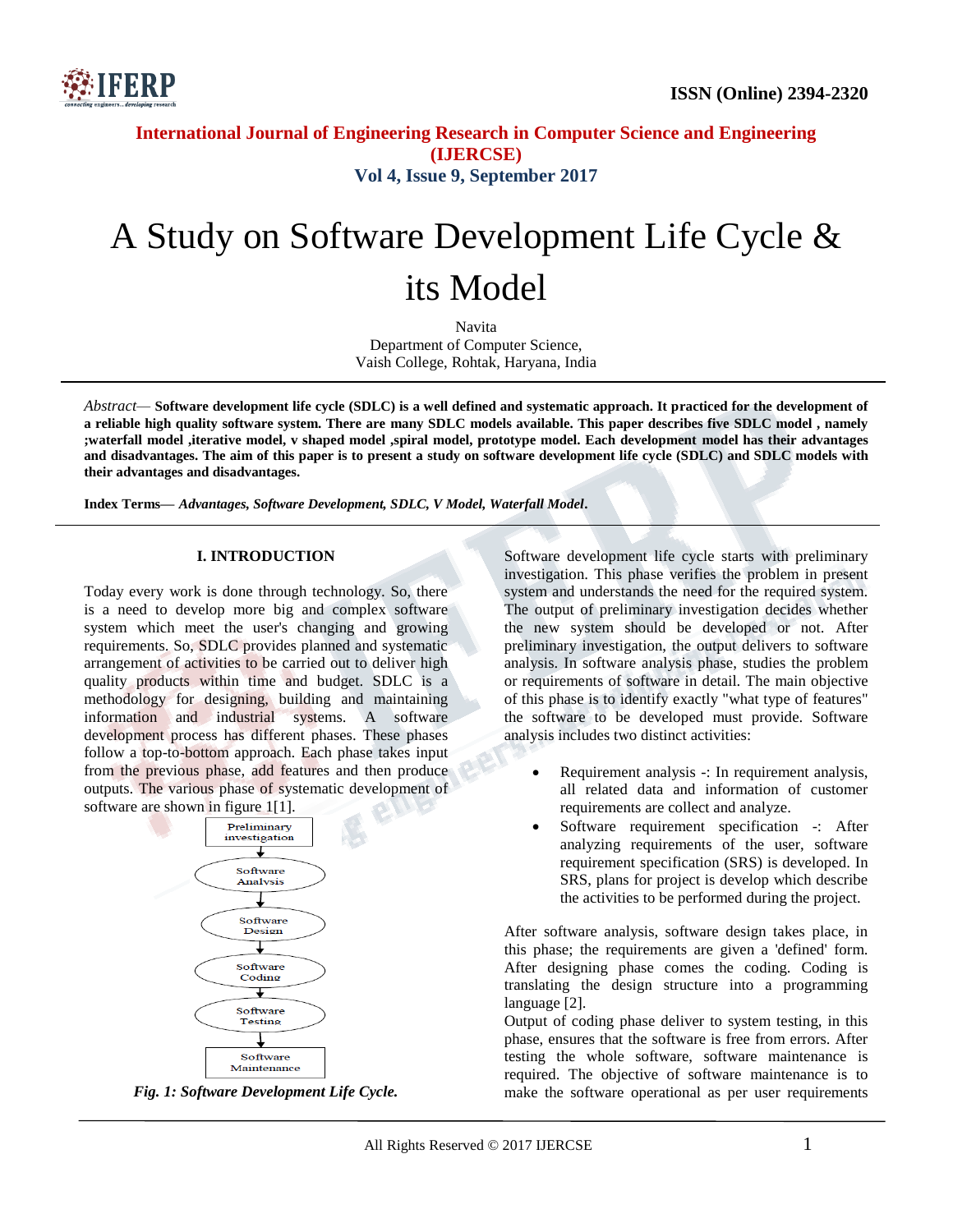# A Study on Software Development Life Cycle & its Model

Navita
Department of Computer Science,
Vaish College, Rohtak, Haryana, India

*Abstract*— **Software development life cycle (SDLC) is a well defined and systematic approach. It practiced for the development of a reliable high quality software system. There are many SDLC models available. This paper describes five SDLC model , namely ;waterfall model ,iterative model, v shaped model ,spiral model, prototype model. Each development model has their advantages and disadvantages. The aim of this paper is to present a study on software development life cycle (SDLC) and SDLC models with their advantages and disadvantages.**

**Index Terms—** ***Advantages, Software Development, SDLC, V Model, Waterfall Model*.**

## I. INTRODUCTION

Today every work is done through technology. So, there is a need to develop more big and complex software system which meet the user's changing and growing requirements. So, SDLC provides planned and systematic arrangement of activities to be carried out to deliver high quality products within time and budget. SDLC is a methodology for designing, building and maintaining information and industrial systems. A software development process has different phases. These phases follow a top-to-bottom approach. Each phase takes input from the previous phase, add features and then produce outputs. The various phase of systematic development of software are shown in figure 1[1].

Preliminary investigation → Software Analysis → Software Design → Software Coding → Software Testing → Software Maintenance

*Fig. 1: Software Development Life Cycle.*

Software development life cycle starts with preliminary investigation. This phase verifies the problem in present system and understands the need for the required system. The output of preliminary investigation decides whether the new system should be developed or not. After preliminary investigation, the output delivers to software analysis. In software analysis phase, studies the problem or requirements of software in detail. The main objective of this phase is to identify exactly "what type of features" the software to be developed must provide. Software analysis includes two distinct activities:

- Requirement analysis -: In requirement analysis, all related data and information of customer requirements are collect and analyze.
- Software requirement specification -: After analyzing requirements of the user, software requirement specification (SRS) is developed. In SRS, plans for project is develop which describe the activities to be performed during the project.

After software analysis, software design takes place, in this phase; the requirements are given a 'defined' form. After designing phase comes the coding. Coding is translating the design structure into a programming language [2].

Output of coding phase deliver to system testing, in this phase, ensures that the software is free from errors. After testing the whole software, software maintenance is required. The objective of software maintenance is to make the software operational as per user requirements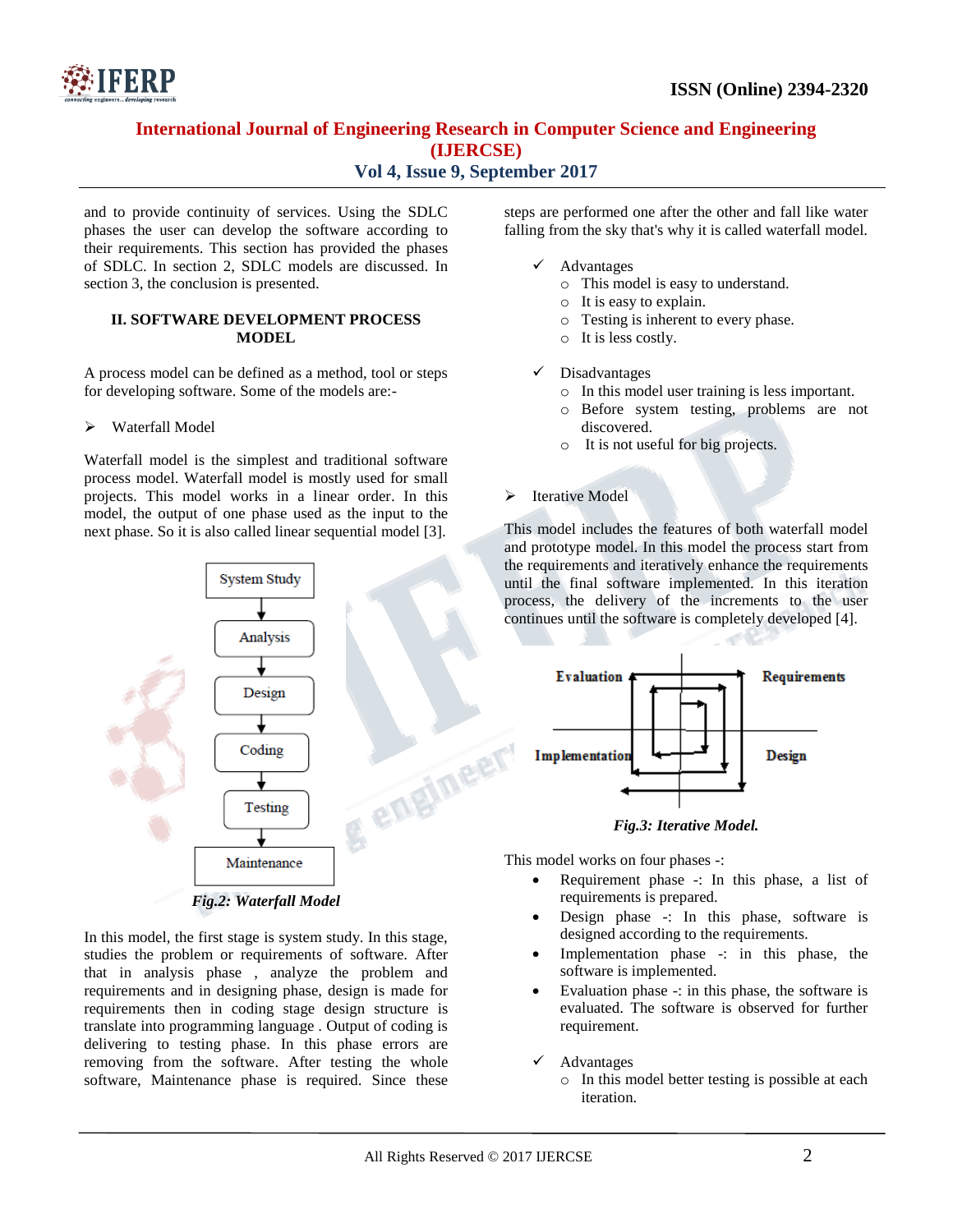and to provide continuity of services. Using the SDLC phases the user can develop the software according to their requirements. This section has provided the phases of SDLC. In section 2, SDLC models are discussed. In section 3, the conclusion is presented.

## II. SOFTWARE DEVELOPMENT PROCESS MODEL

A process model can be defined as a method, tool or steps for developing software. Some of the models are:-

- Waterfall Model

Waterfall model is the simplest and traditional software process model. Waterfall model is mostly used for small projects. This model works in a linear order. In this model, the output of one phase used as the input to the next phase. So it is also called linear sequential model [3].

System Study → Analysis → Design → Coding → Testing → Maintenance

*Fig.2: Waterfall Model*

In this model, the first stage is system study. In this stage, studies the problem or requirements of software. After that in analysis phase , analyze the problem and requirements and in designing phase, design is made for requirements then in coding stage design structure is translate into programming language . Output of coding is delivering to testing phase. In this phase errors are removing from the software. After testing the whole software, Maintenance phase is required. Since these steps are performed one after the other and fall like water falling from the sky that's why it is called waterfall model.

- ✓ Advantages
  - This model is easy to understand.
  - It is easy to explain.
  - Testing is inherent to every phase.
  - It is less costly.

- ✓ Disadvantages
  - In this model user training is less important.
  - Before system testing, problems are not discovered.
  - It is not useful for big projects.

- Iterative Model

This model includes the features of both waterfall model and prototype model. In this model the process start from the requirements and iteratively enhance the requirements until the final software implemented. In this iteration process, the delivery of the increments to the user continues until the software is completely developed [4].

Evaluation | Requirements | Implementation | Design

*Fig.3: Iterative Model.*

This model works on four phases -:

- Requirement phase -: In this phase, a list of requirements is prepared.
- Design phase -: In this phase, software is designed according to the requirements.
- Implementation phase -: in this phase, the software is implemented.
- Evaluation phase -: in this phase, the software is evaluated. The software is observed for further requirement.

- ✓ Advantages
  - In this model better testing is possible at each iteration.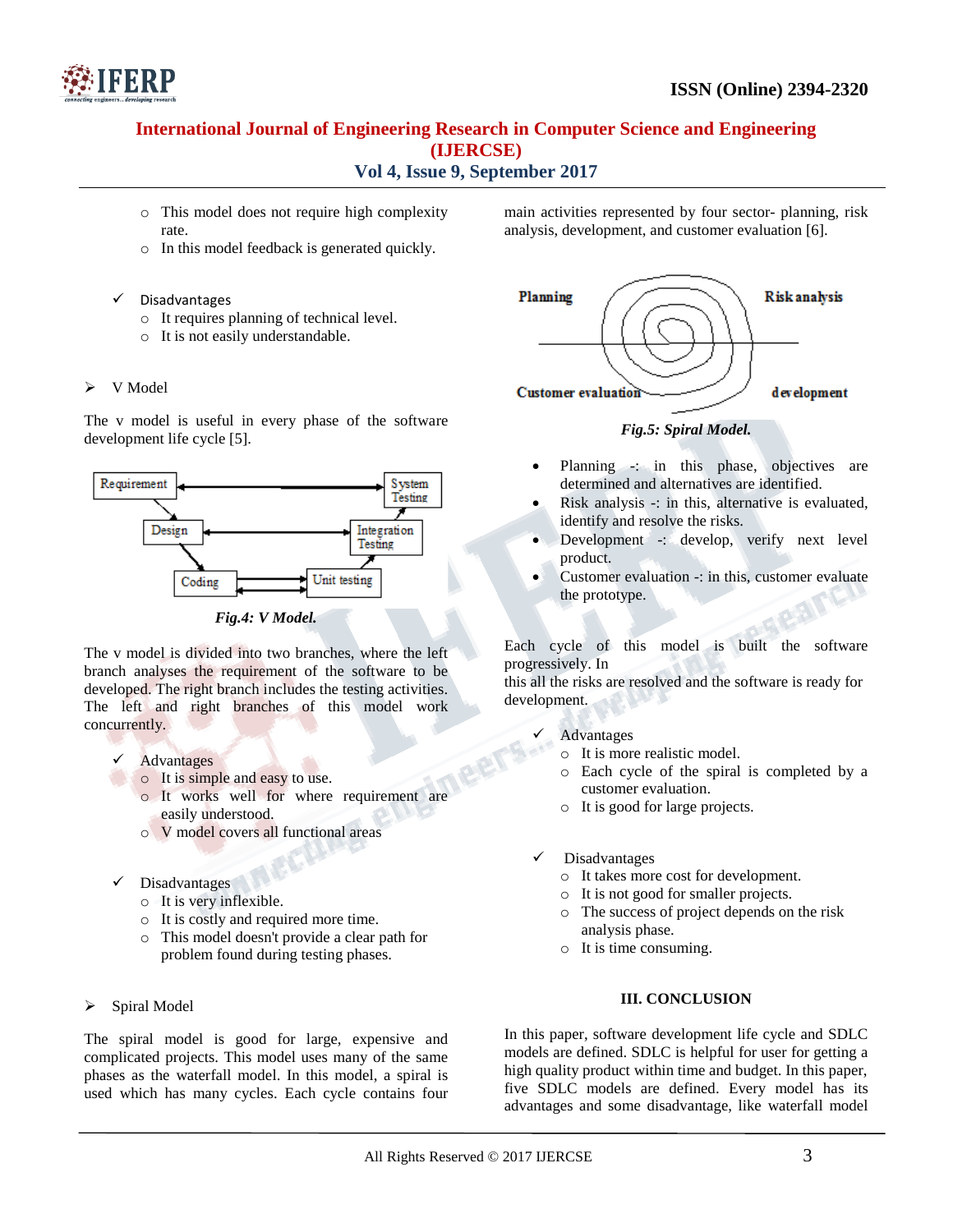- This model does not require high complexity rate.
- In this model feedback is generated quickly.

✓ Disadvantages

- It requires planning of technical level.
- It is not easily understandable.

➢ V Model

The v model is useful in every phase of the software development life cycle [5].

*Fig.4: V Model.*

The v model is divided into two branches, where the left branch analyses the requirement of the software to be developed. The right branch includes the testing activities. The left and right branches of this model work concurrently.

✓ Advantages

- It is simple and easy to use.
- It works well for where requirement are easily understood.
- V model covers all functional areas

✓ Disadvantages

- It is very inflexible.
- It is costly and required more time.
- This model doesn't provide a clear path for problem found during testing phases.

➢ Spiral Model

The spiral model is good for large, expensive and complicated projects. This model uses many of the same phases as the waterfall model. In this model, a spiral is used which has many cycles. Each cycle contains four main activities represented by four sector- planning, risk analysis, development, and customer evaluation [6].

*Fig.5: Spiral Model.*

- Planning -: in this phase, objectives are determined and alternatives are identified.
- Risk analysis -: in this, alternative is evaluated, identify and resolve the risks.
- Development -: develop, verify next level product.
- Customer evaluation -: in this, customer evaluate the prototype.

Each cycle of this model is built the software progressively. In
this all the risks are resolved and the software is ready for development.

✓ Advantages

- It is more realistic model.
- Each cycle of the spiral is completed by a customer evaluation.
- It is good for large projects.

✓ Disadvantages

- It takes more cost for development.
- It is not good for smaller projects.
- The success of project depends on the risk analysis phase.
- It is time consuming.

## III. CONCLUSION

In this paper, software development life cycle and SDLC models are defined. SDLC is helpful for user for getting a high quality product within time and budget. In this paper, five SDLC models are defined. Every model has its advantages and some disadvantage, like waterfall model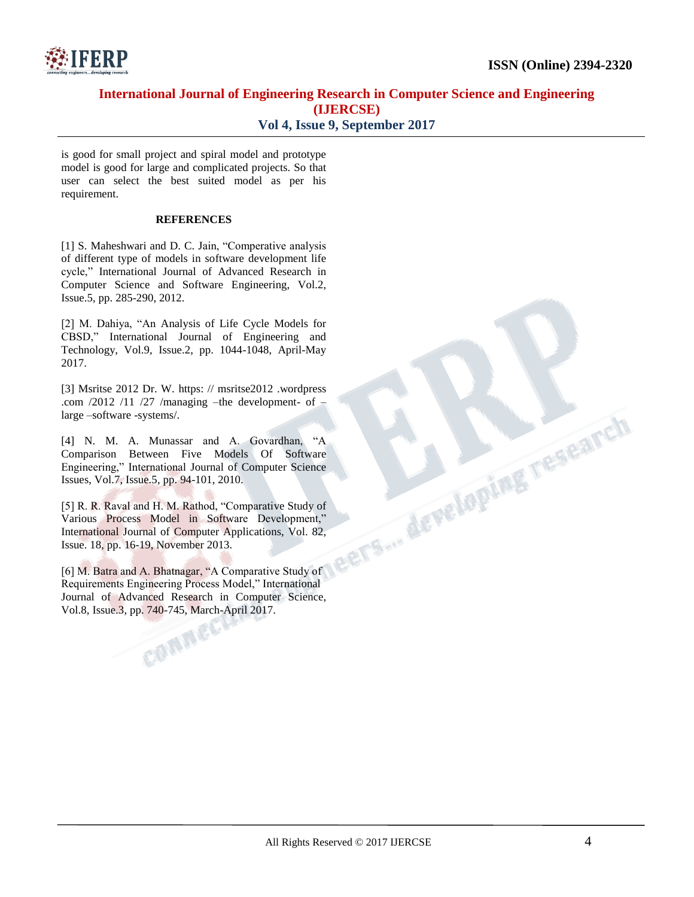is good for small project and spiral model and prototype model is good for large and complicated projects. So that user can select the best suited model as per his requirement.

## REFERENCES

[1] S. Maheshwari and D. C. Jain, "Comperative analysis of different type of models in software development life cycle," International Journal of Advanced Research in Computer Science and Software Engineering, Vol.2, Issue.5, pp. 285-290, 2012.

[2] M. Dahiya, "An Analysis of Life Cycle Models for CBSD," International Journal of Engineering and Technology, Vol.9, Issue.2, pp. 1044-1048, April-May 2017.

[3] Msritse 2012 Dr. W. https: // msritse2012 .wordpress .com /2012 /11 /27 /managing –the development- of –large –software -systems/.

[4] N. M. A. Munassar and A. Govardhan, "A Comparison Between Five Models Of Software Engineering," International Journal of Computer Science Issues, Vol.7, Issue.5, pp. 94-101, 2010.

[5] R. R. Raval and H. M. Rathod, "Comparative Study of Various Process Model in Software Development," International Journal of Computer Applications, Vol. 82, Issue. 18, pp. 16-19, November 2013.

[6] M. Batra and A. Bhatnagar, "A Comparative Study of Requirements Engineering Process Model," International Journal of Advanced Research in Computer Science, Vol.8, Issue.3, pp. 740-745, March-April 2017.